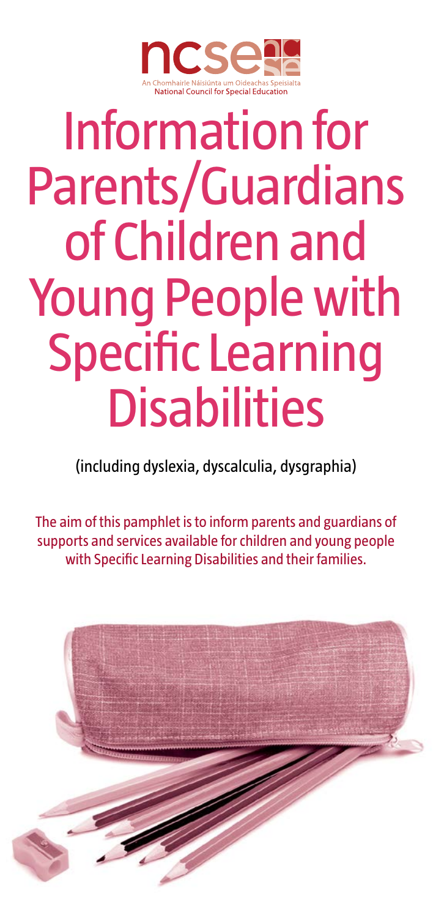ncse

An Chomhairle Náisiúnta um Oideachas Speisialta
National Council for Special Education

# Information for Parents/Guardians of Children and Young People with Specific Learning Disabilities

(including dyslexia, dyscalculia, dysgraphia)

The aim of this pamphlet is to inform parents and guardians of supports and services available for children and young people with Specific Learning Disabilities and their families.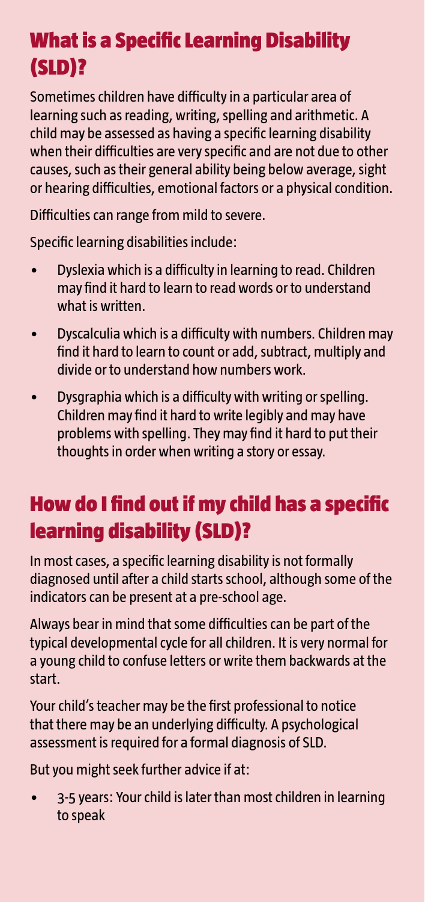## What is a Specific Learning Disability (SLD)?

Sometimes children have difficulty in a particular area of learning such as reading, writing, spelling and arithmetic. A child may be assessed as having a specific learning disability when their difficulties are very specific and are not due to other causes, such as their general ability being below average, sight or hearing difficulties, emotional factors or a physical condition.

Difficulties can range from mild to severe.

Specific learning disabilities include:

- Dyslexia which is a difficulty in learning to read. Children may find it hard to learn to read words or to understand what is written.
- Dyscalculia which is a difficulty with numbers. Children may find it hard to learn to count or add, subtract, multiply and divide or to understand how numbers work.
- Dysgraphia which is a difficulty with writing or spelling. Children may find it hard to write legibly and may have problems with spelling. They may find it hard to put their thoughts in order when writing a story or essay.

## How do I find out if my child has a specific learning disability (SLD)?

In most cases, a specific learning disability is not formally diagnosed until after a child starts school, although some of the indicators can be present at a pre-school age.

Always bear in mind that some difficulties can be part of the typical developmental cycle for all children. It is very normal for a young child to confuse letters or write them backwards at the start.

Your child's teacher may be the first professional to notice that there may be an underlying difficulty. A psychological assessment is required for a formal diagnosis of SLD.

But you might seek further advice if at:

- 3-5 years: Your child is later than most children in learning to speak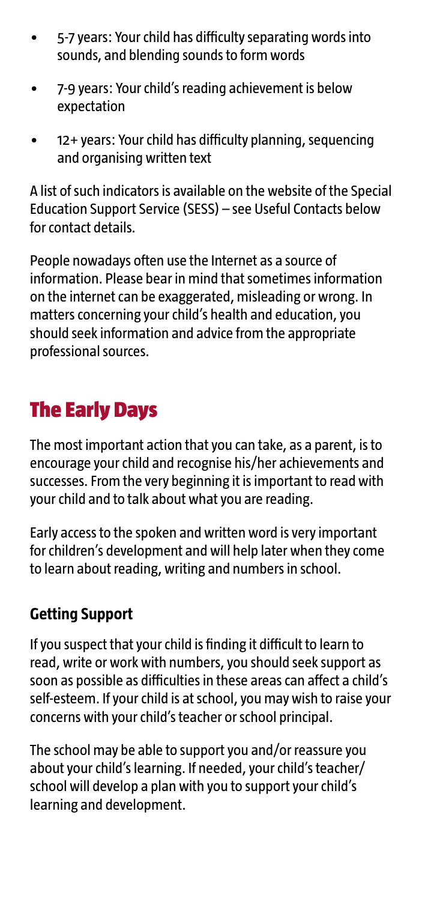- 5-7 years: Your child has difficulty separating words into sounds, and blending sounds to form words
- 7-9 years: Your child's reading achievement is below expectation
- 12+ years: Your child has difficulty planning, sequencing and organising written text

A list of such indicators is available on the website of the Special Education Support Service (SESS) – see Useful Contacts below for contact details.

People nowadays often use the Internet as a source of information. Please bear in mind that sometimes information on the internet can be exaggerated, misleading or wrong. In matters concerning your child's health and education, you should seek information and advice from the appropriate professional sources.

## The Early Days

The most important action that you can take, as a parent, is to encourage your child and recognise his/her achievements and successes. From the very beginning it is important to read with your child and to talk about what you are reading.

Early access to the spoken and written word is very important for children's development and will help later when they come to learn about reading, writing and numbers in school.

### Getting Support

If you suspect that your child is finding it difficult to learn to read, write or work with numbers, you should seek support as soon as possible as difficulties in these areas can affect a child's self-esteem. If your child is at school, you may wish to raise your concerns with your child's teacher or school principal.

The school may be able to support you and/or reassure you about your child's learning. If needed, your child's teacher/school will develop a plan with you to support your child's learning and development.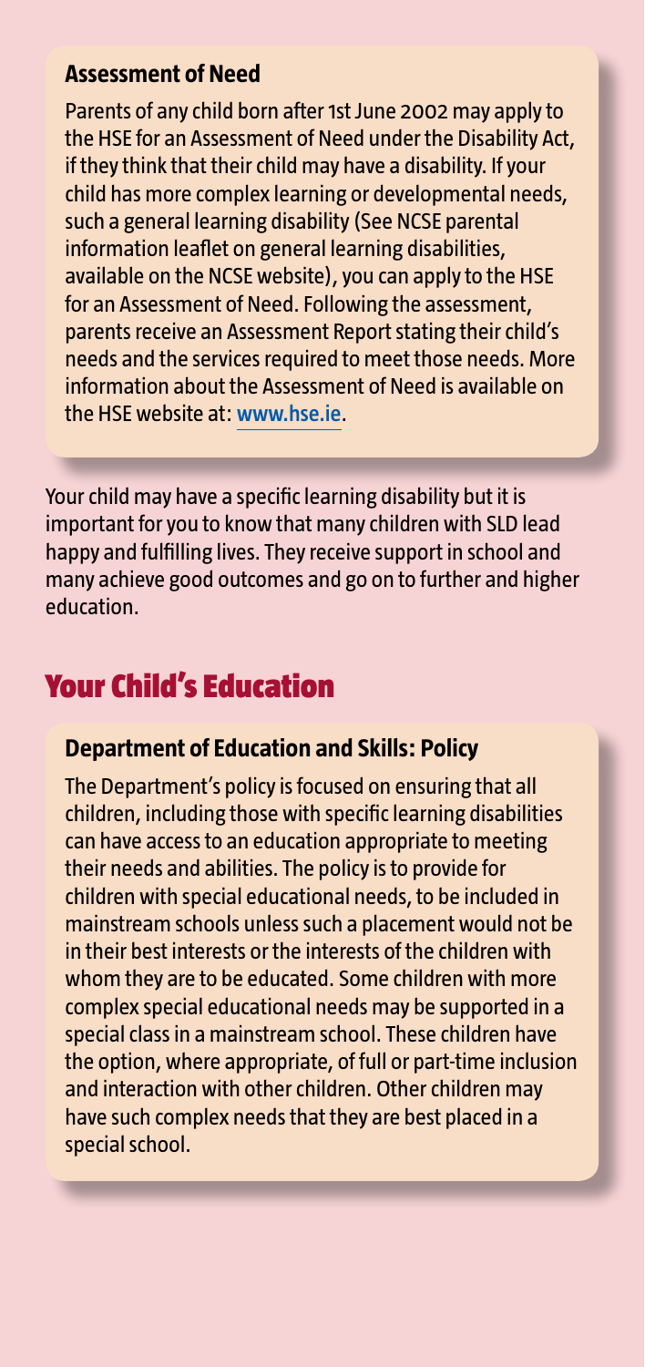### Assessment of Need

Parents of any child born after 1st June 2002 may apply to the HSE for an Assessment of Need under the Disability Act, if they think that their child may have a disability. If your child has more complex learning or developmental needs, such a general learning disability (See NCSE parental information leaflet on general learning disabilities, available on the NCSE website), you can apply to the HSE for an Assessment of Need. Following the assessment, parents receive an Assessment Report stating their child's needs and the services required to meet those needs. More information about the Assessment of Need is available on the HSE website at: www.hse.ie.

Your child may have a specific learning disability but it is important for you to know that many children with SLD lead happy and fulfilling lives. They receive support in school and many achieve good outcomes and go on to further and higher education.

## Your Child's Education

### Department of Education and Skills: Policy

The Department's policy is focused on ensuring that all children, including those with specific learning disabilities can have access to an education appropriate to meeting their needs and abilities. The policy is to provide for children with special educational needs, to be included in mainstream schools unless such a placement would not be in their best interests or the interests of the children with whom they are to be educated. Some children with more complex special educational needs may be supported in a special class in a mainstream school. These children have the option, where appropriate, of full or part-time inclusion and interaction with other children. Other children may have such complex needs that they are best placed in a special school.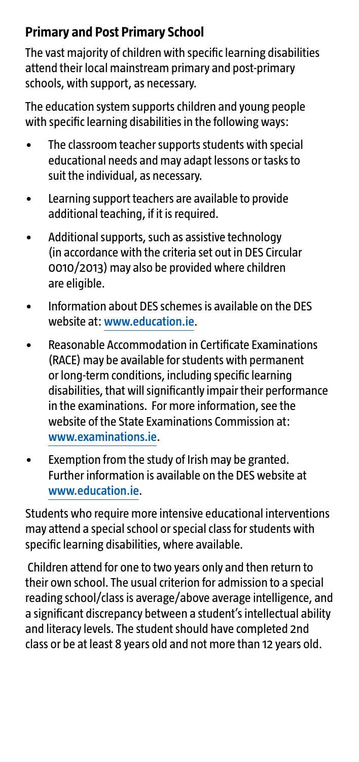## Primary and Post Primary School

The vast majority of children with specific learning disabilities attend their local mainstream primary and post-primary schools, with support, as necessary.

The education system supports children and young people with specific learning disabilities in the following ways:

- The classroom teacher supports students with special educational needs and may adapt lessons or tasks to suit the individual, as necessary.
- Learning support teachers are available to provide additional teaching, if it is required.
- Additional supports, such as assistive technology (in accordance with the criteria set out in DES Circular 0010/2013) may also be provided where children are eligible.
- Information about DES schemes is available on the DES website at: www.education.ie.
- Reasonable Accommodation in Certificate Examinations (RACE) may be available for students with permanent or long-term conditions, including specific learning disabilities, that will significantly impair their performance in the examinations. For more information, see the website of the State Examinations Commission at: www.examinations.ie.
- Exemption from the study of Irish may be granted. Further information is available on the DES website at www.education.ie.

Students who require more intensive educational interventions may attend a special school or special class for students with specific learning disabilities, where available.

Children attend for one to two years only and then return to their own school. The usual criterion for admission to a special reading school/class is average/above average intelligence, and a significant discrepancy between a student's intellectual ability and literacy levels. The student should have completed 2nd class or be at least 8 years old and not more than 12 years old.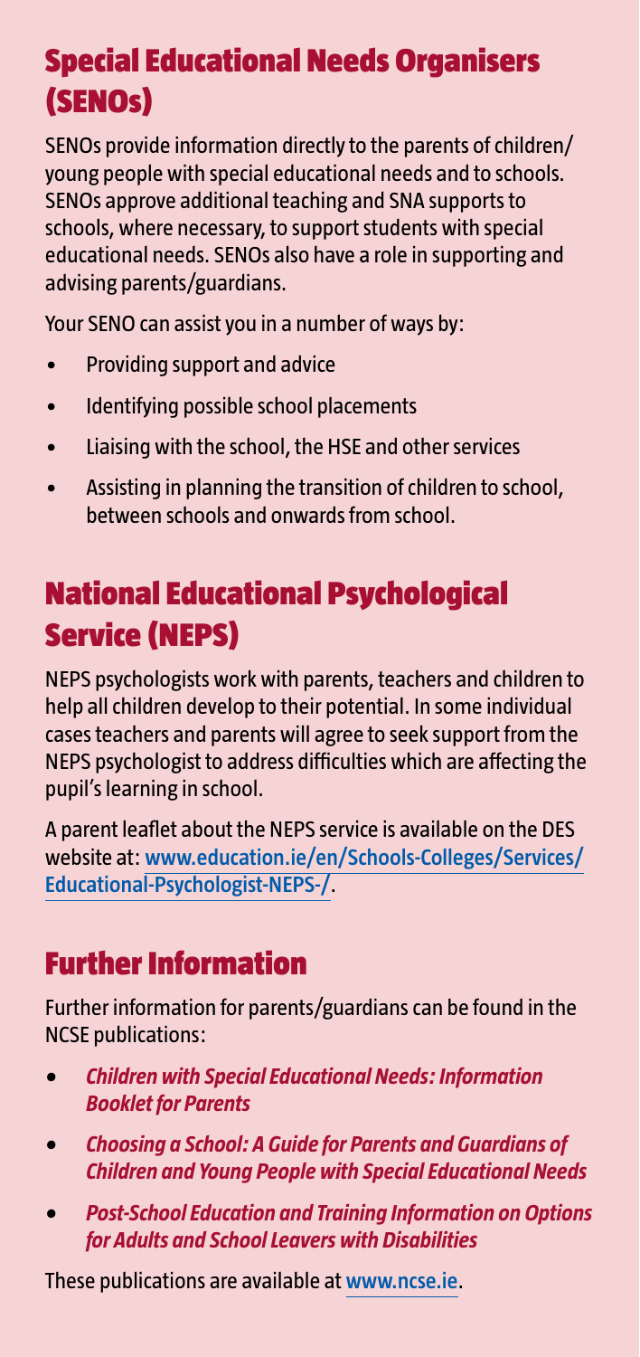## Special Educational Needs Organisers (SENOs)

SENOs provide information directly to the parents of children/ young people with special educational needs and to schools. SENOs approve additional teaching and SNA supports to schools, where necessary, to support students with special educational needs. SENOs also have a role in supporting and advising parents/guardians.

Your SENO can assist you in a number of ways by:

- Providing support and advice
- Identifying possible school placements
- Liaising with the school, the HSE and other services
- Assisting in planning the transition of children to school, between schools and onwards from school.

## National Educational Psychological Service (NEPS)

NEPS psychologists work with parents, teachers and children to help all children develop to their potential. In some individual cases teachers and parents will agree to seek support from the NEPS psychologist to address difficulties which are affecting the pupil's learning in school.

A parent leaflet about the NEPS service is available on the DES website at: www.education.ie/en/Schools-Colleges/Services/Educational-Psychologist-NEPS-/.

## Further Information

Further information for parents/guardians can be found in the NCSE publications:

- ***Children with Special Educational Needs: Information Booklet for Parents***
- ***Choosing a School: A Guide for Parents and Guardians of Children and Young People with Special Educational Needs***
- ***Post-School Education and Training Information on Options for Adults and School Leavers with Disabilities***

These publications are available at www.ncse.ie.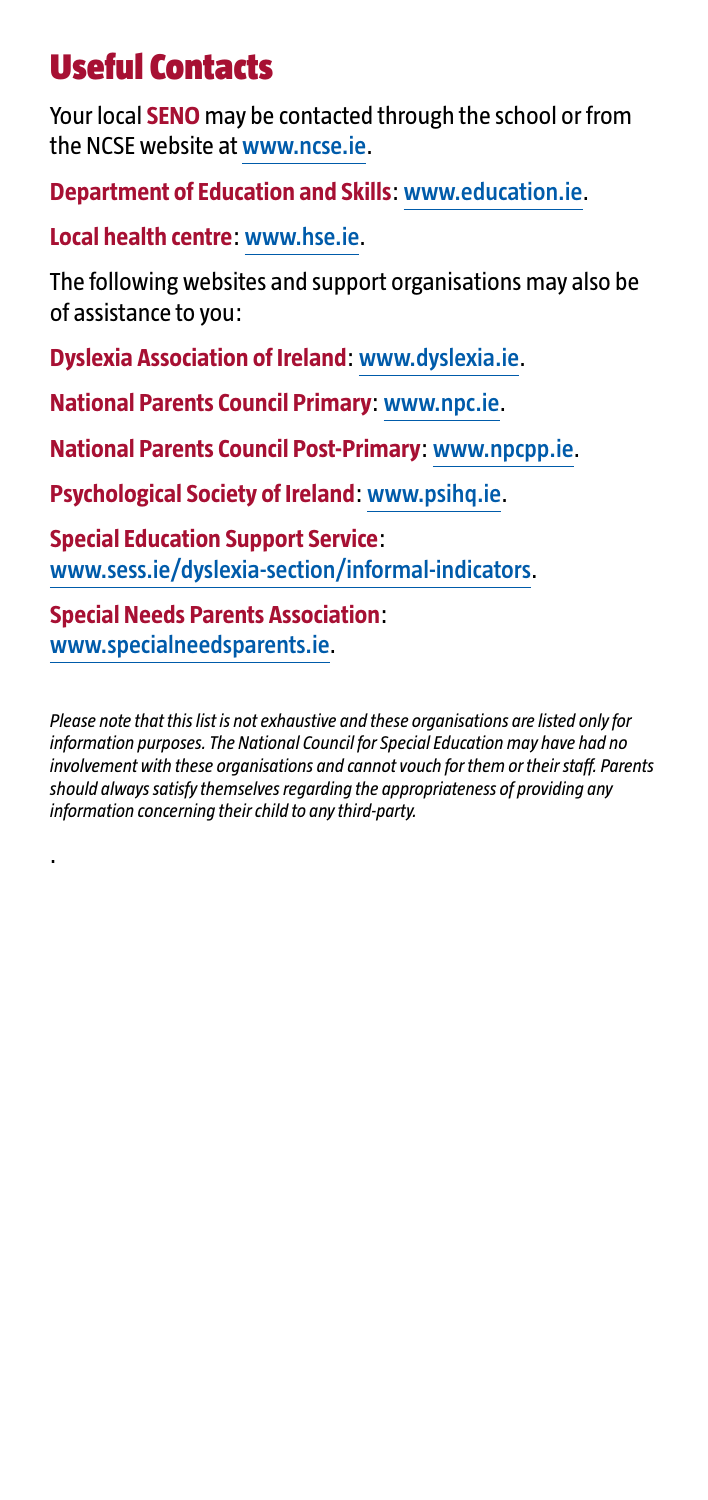# Useful Contacts

Your local **SENO** may be contacted through the school or from the NCSE website at www.ncse.ie.

**Department of Education and Skills**: www.education.ie.

**Local health centre**: www.hse.ie.

The following websites and support organisations may also be of assistance to you:

**Dyslexia Association of Ireland**: www.dyslexia.ie.

**National Parents Council Primary**: www.npc.ie.

**National Parents Council Post-Primary**: www.npcpp.ie.

**Psychological Society of Ireland**: www.psihq.ie.

**Special Education Support Service**: www.sess.ie/dyslexia-section/informal-indicators.

**Special Needs Parents Association**: www.specialneedsparents.ie.

*Please note that this list is not exhaustive and these organisations are listed only for information purposes. The National Council for Special Education may have had no involvement with these organisations and cannot vouch for them or their staff. Parents should always satisfy themselves regarding the appropriateness of providing any information concerning their child to any third-party.*

.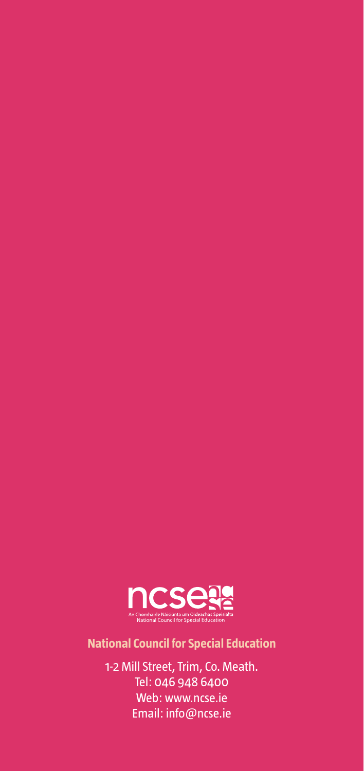ncse

An Chomhairle Náisiúnta um Oideachas Speisialta
National Council for Special Education

**National Council for Special Education**

1-2 Mill Street, Trim, Co. Meath.
Tel: 046 948 6400
Web: www.ncse.ie
Email: info@ncse.ie